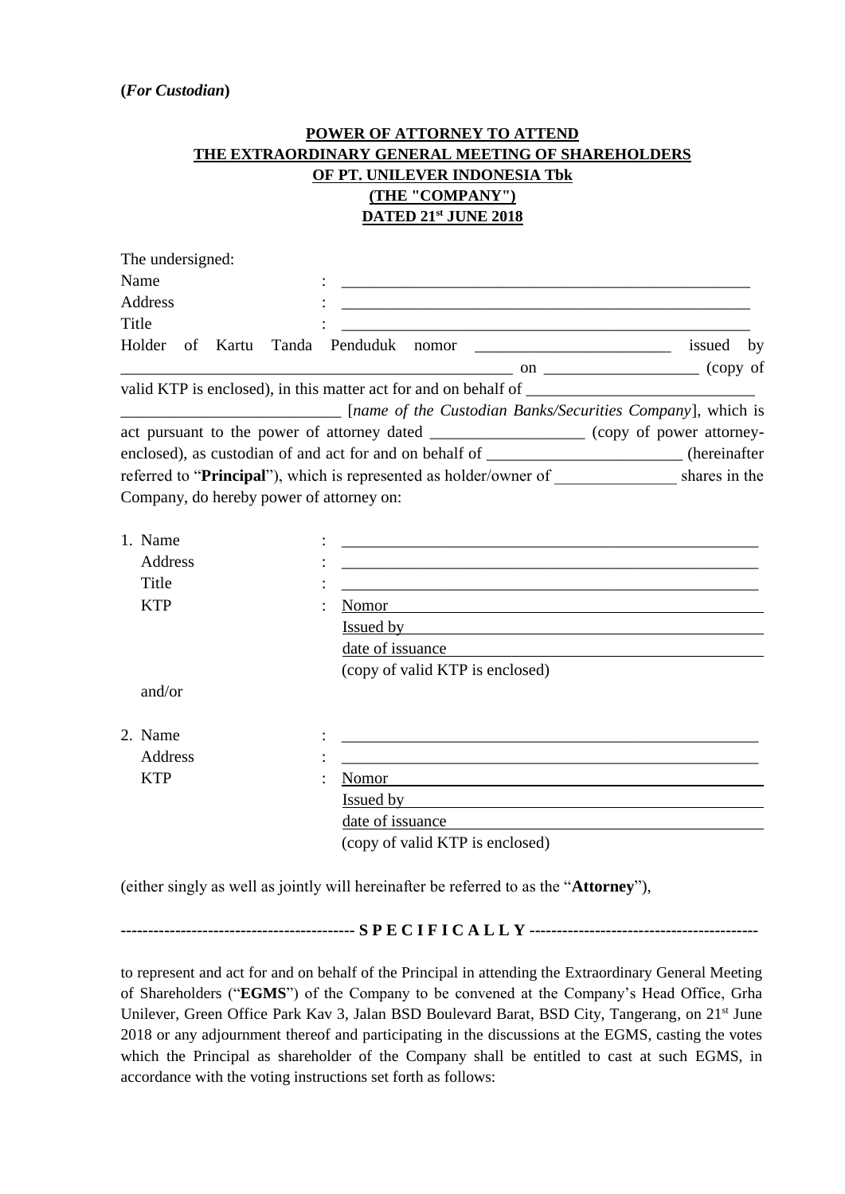**(*For Custodian*)**

**POWER OF ATTORNEY TO ATTEND**
**THE EXTRAORDINARY GENERAL MEETING OF SHAREHOLDERS**
**OF PT. UNILEVER INDONESIA Tbk**
**(THE "COMPANY")**
**DATED 21st JUNE 2018**

The undersigned:

Name : ____________________________________________________

Address : ____________________________________________________

Title : ____________________________________________________

Holder of Kartu Tanda Penduduk nomor ________________________ issued by _________________________________________________ on ___________________ (copy of valid KTP is enclosed), in this matter act for and on behalf of ___________________________ ___________________________ [*name of the Custodian Banks/Securities Company*], which is act pursuant to the power of attorney dated ___________________ (copy of power attorney-enclosed), as custodian of and act for and on behalf of ________________________ (hereinafter referred to "**Principal**"), which is represented as holder/owner of _______________ shares in the Company, do hereby power of attorney on:

1. Name : ____________________________________________________
   Address : ____________________________________________________
   Title : ____________________________________________________
   KTP : Nomor
   Issued by
   date of issuance
   (copy of valid KTP is enclosed)

   and/or

2. Name : ____________________________________________________
   Address : ____________________________________________________
   KTP : Nomor
   Issued by
   date of issuance
   (copy of valid KTP is enclosed)

(either singly as well as jointly will hereinafter be referred to as the "**Attorney**"),

------------------------------------------- **S P E C I F I C A L L Y** ------------------------------------------

to represent and act for and on behalf of the Principal in attending the Extraordinary General Meeting of Shareholders ("**EGMS**") of the Company to be convened at the Company's Head Office, Grha Unilever, Green Office Park Kav 3, Jalan BSD Boulevard Barat, BSD City, Tangerang, on 21st June 2018 or any adjournment thereof and participating in the discussions at the EGMS, casting the votes which the Principal as shareholder of the Company shall be entitled to cast at such EGMS, in accordance with the voting instructions set forth as follows: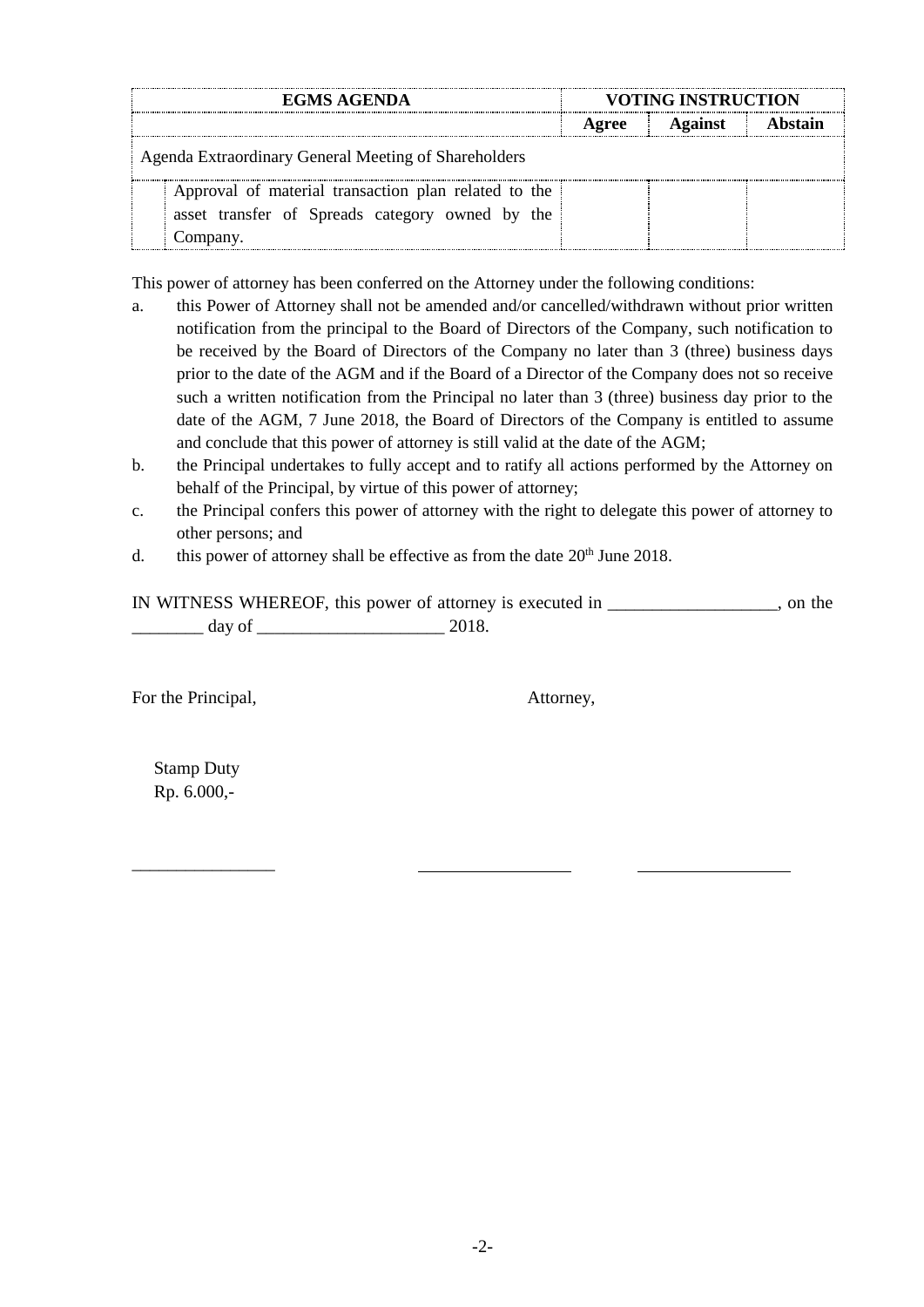| EGMS AGENDA | | VOTING INSTRUCTION | | |
|---|---|---|---|---|
| | | Agree | Against | Abstain |
| Agenda Extraordinary General Meeting of Shareholders | | | | |
| | Approval of material transaction plan related to the asset transfer of Spreads category owned by the Company. | | | |

This power of attorney has been conferred on the Attorney under the following conditions:

a. this Power of Attorney shall not be amended and/or cancelled/withdrawn without prior written notification from the principal to the Board of Directors of the Company, such notification to be received by the Board of Directors of the Company no later than 3 (three) business days prior to the date of the AGM and if the Board of a Director of the Company does not so receive such a written notification from the Principal no later than 3 (three) business day prior to the date of the AGM, 7 June 2018, the Board of Directors of the Company is entitled to assume and conclude that this power of attorney is still valid at the date of the AGM;

b. the Principal undertakes to fully accept and to ratify all actions performed by the Attorney on behalf of the Principal, by virtue of this power of attorney;

c. the Principal confers this power of attorney with the right to delegate this power of attorney to other persons; and

d. this power of attorney shall be effective as from the date 20th June 2018.

IN WITNESS WHEREOF, this power of attorney is executed in ___________________, on the ________ day of _____________________ 2018.

For the Principal,

Attorney,

Stamp Duty
Rp. 6.000,-

________________ _________________ _________________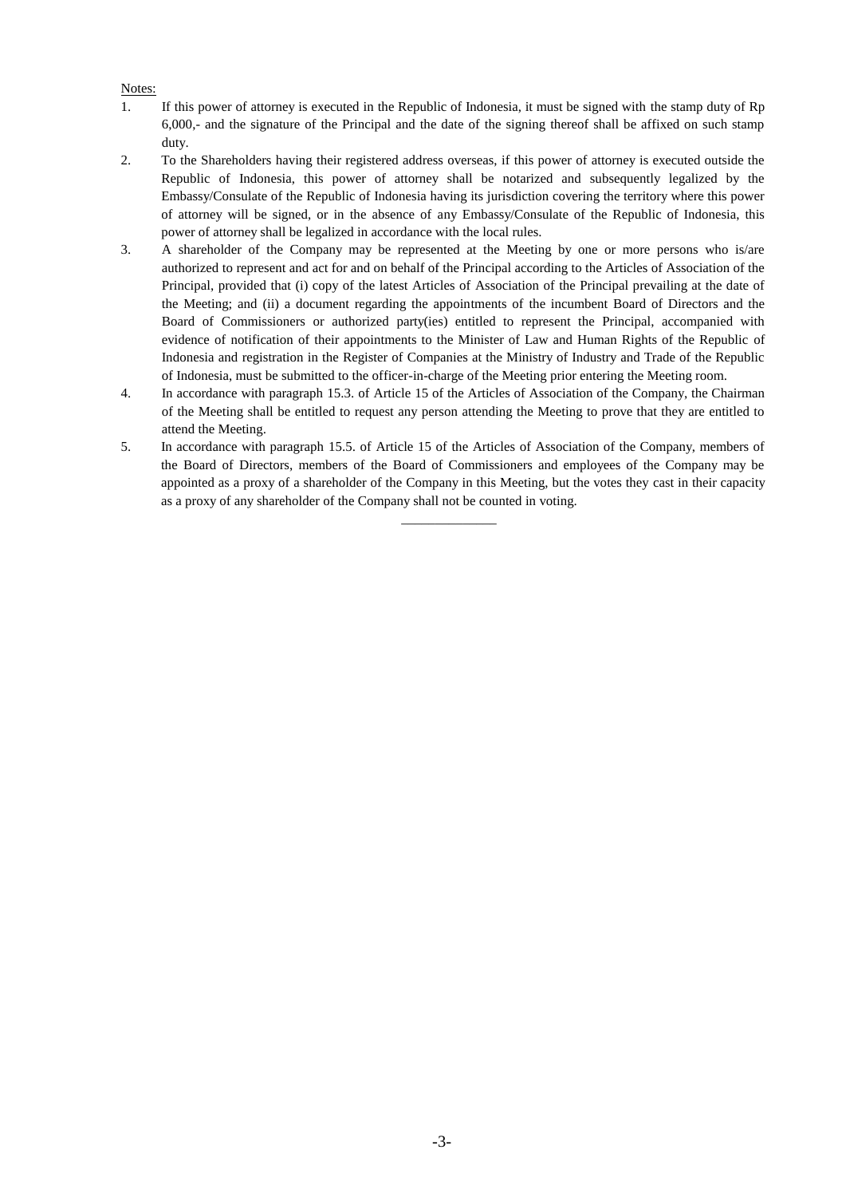<u>Notes:</u>

1. If this power of attorney is executed in the Republic of Indonesia, it must be signed with the stamp duty of Rp 6,000,- and the signature of the Principal and the date of the signing thereof shall be affixed on such stamp duty.
2. To the Shareholders having their registered address overseas, if this power of attorney is executed outside the Republic of Indonesia, this power of attorney shall be notarized and subsequently legalized by the Embassy/Consulate of the Republic of Indonesia having its jurisdiction covering the territory where this power of attorney will be signed, or in the absence of any Embassy/Consulate of the Republic of Indonesia, this power of attorney shall be legalized in accordance with the local rules.
3. A shareholder of the Company may be represented at the Meeting by one or more persons who is/are authorized to represent and act for and on behalf of the Principal according to the Articles of Association of the Principal, provided that (i) copy of the latest Articles of Association of the Principal prevailing at the date of the Meeting; and (ii) a document regarding the appointments of the incumbent Board of Directors and the Board of Commissioners or authorized party(ies) entitled to represent the Principal, accompanied with evidence of notification of their appointments to the Minister of Law and Human Rights of the Republic of Indonesia and registration in the Register of Companies at the Ministry of Industry and Trade of the Republic of Indonesia, must be submitted to the officer-in-charge of the Meeting prior entering the Meeting room.
4. In accordance with paragraph 15.3. of Article 15 of the Articles of Association of the Company, the Chairman of the Meeting shall be entitled to request any person attending the Meeting to prove that they are entitled to attend the Meeting.
5. In accordance with paragraph 15.5. of Article 15 of the Articles of Association of the Company, members of the Board of Directors, members of the Board of Commissioners and employees of the Company may be appointed as a proxy of a shareholder of the Company in this Meeting, but the votes they cast in their capacity as a proxy of any shareholder of the Company shall not be counted in voting.

---